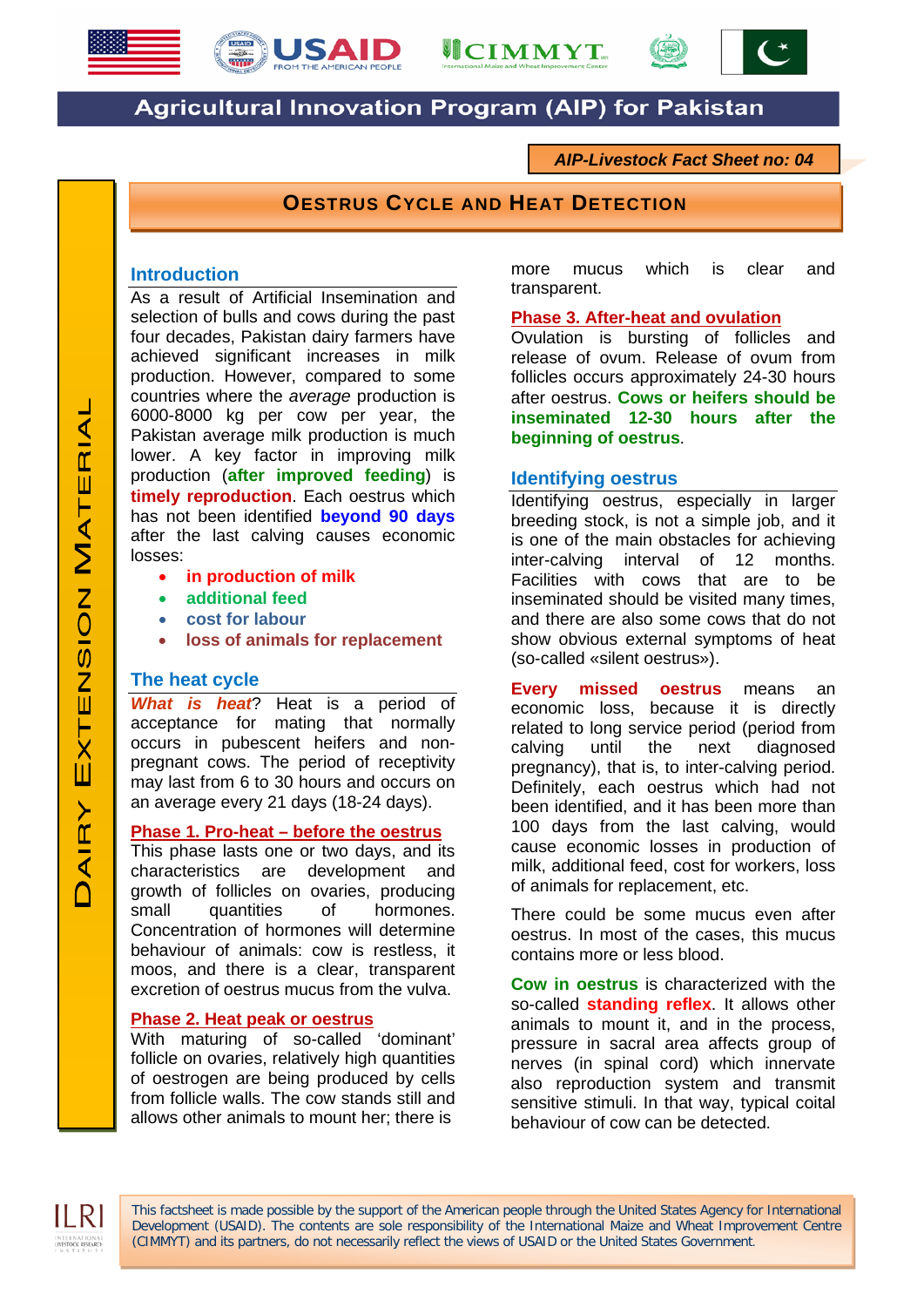# Agricultural Innovation Program (AIP) for Pakistan

***AIP-Livestock Fact Sheet no: 04***

## Oestrus Cycle and Heat Detection

Dairy Extension Material

### Introduction

As a result of Artificial Insemination and selection of bulls and cows during the past four decades, Pakistan dairy farmers have achieved significant increases in milk production. However, compared to some countries where the *average* production is 6000-8000 kg per cow per year, the Pakistan average milk production is much lower. A key factor in improving milk production (**after improved feeding**) is **timely reproduction**. Each oestrus which has not been identified **beyond 90 days** after the last calving causes economic losses:

- **in production of milk**
- **additional feed**
- **cost for labour**
- **loss of animals for replacement**

### The heat cycle

***What is heat?*** Heat is a period of acceptance for mating that normally occurs in pubescent heifers and non-pregnant cows. The period of receptivity may last from 6 to 30 hours and occurs on an average every 21 days (18-24 days).

#### Phase 1. Pro-heat – before the oestrus

This phase lasts one or two days, and its characteristics are development and growth of follicles on ovaries, producing small quantities of hormones. Concentration of hormones will determine behaviour of animals: cow is restless, it moos, and there is a clear, transparent excretion of oestrus mucus from the vulva.

#### Phase 2. Heat peak or oestrus

With maturing of so-called 'dominant' follicle on ovaries, relatively high quantities of oestrogen are being produced by cells from follicle walls. The cow stands still and allows other animals to mount her; there is more mucus which is clear and transparent.

#### Phase 3. After-heat and ovulation

Ovulation is bursting of follicles and release of ovum. Release of ovum from follicles occurs approximately 24-30 hours after oestrus. **Cows or heifers should be inseminated 12-30 hours after the beginning of oestrus**.

### Identifying oestrus

Identifying oestrus, especially in larger breeding stock, is not a simple job, and it is one of the main obstacles for achieving inter-calving interval of 12 months. Facilities with cows that are to be inseminated should be visited many times, and there are also some cows that do not show obvious external symptoms of heat (so-called «silent oestrus»).

**Every missed oestrus** means an economic loss, because it is directly related to long service period (period from calving until the next diagnosed pregnancy), that is, to inter-calving period. Definitely, each oestrus which had not been identified, and it has been more than 100 days from the last calving, would cause economic losses in production of milk, additional feed, cost for workers, loss of animals for replacement, etc.

There could be some mucus even after oestrus. In most of the cases, this mucus contains more or less blood.

**Cow in oestrus** is characterized with the so-called **standing reflex**. It allows other animals to mount it, and in the process, pressure in sacral area affects group of nerves (in spinal cord) which innervate also reproduction system and transmit sensitive stimuli. In that way, typical coital behaviour of cow can be detected.

This factsheet is made possible by the support of the American people through the United States Agency for International Development (USAID). The contents are sole responsibility of the International Maize and Wheat Improvement Centre (CIMMYT) and its partners, do not necessarily reflect the views of USAID or the United States Government.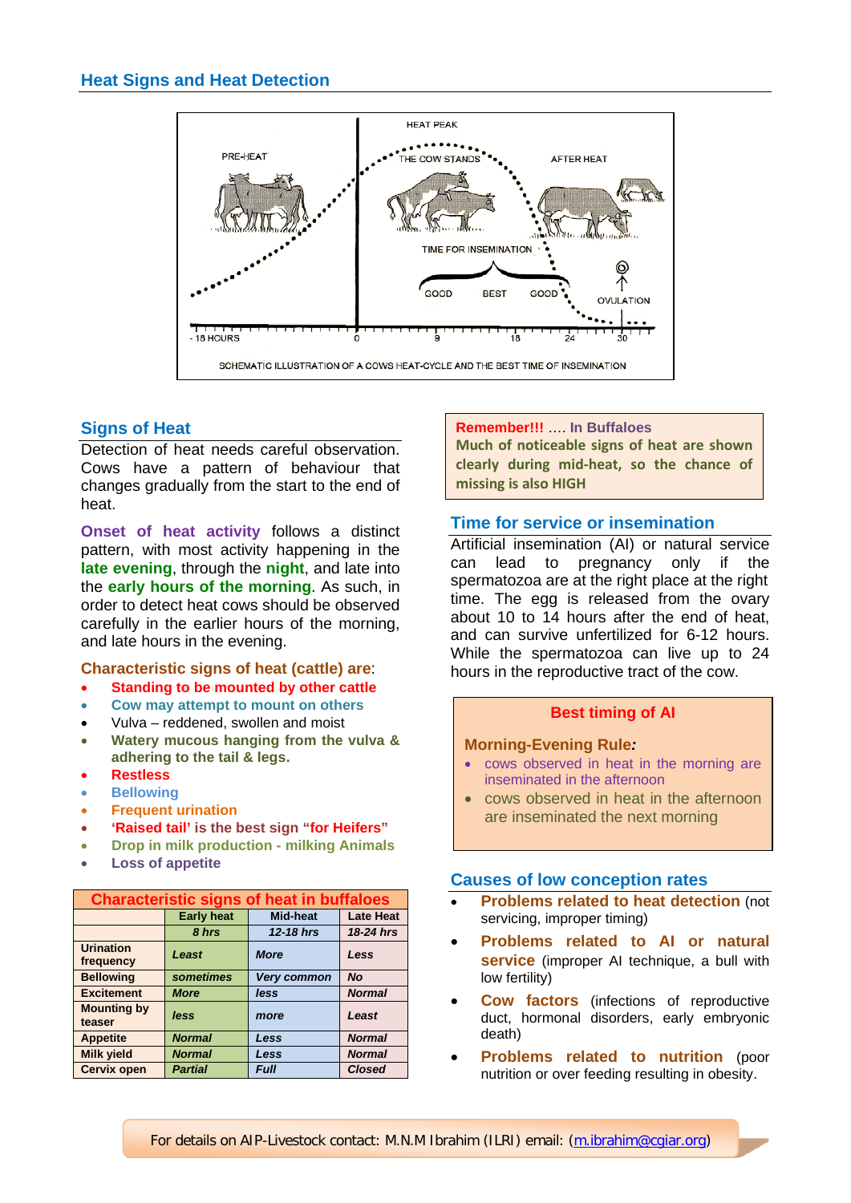## Heat Signs and Heat Detection

HEAT PEAK

PRE-HEAT

THE COW STANDS

AFTER HEAT

TIME FOR INSEMINATION

GOOD BEST GOOD

OVULATION

- 18 HOURS 0 9 18 24 30

SCHEMATIC ILLUSTRATION OF A COWS HEAT-CYCLE AND THE BEST TIME OF INSEMINATION

### Signs of Heat

Detection of heat needs careful observation. Cows have a pattern of behaviour that changes gradually from the start to the end of heat.

**Onset of heat activity** follows a distinct pattern, with most activity happening in the **late evening**, through the **night**, and late into the **early hours of the morning**. As such, in order to detect heat cows should be observed carefully in the earlier hours of the morning, and late hours in the evening.

**Characteristic signs of heat (cattle) are**:

- **Standing to be mounted by other cattle**
- **Cow may attempt to mount on others**
- Vulva – reddened, swollen and moist
- **Watery mucous hanging from the vulva & adhering to the tail & legs.**
- **Restless**
- **Bellowing**
- **Frequent urination**
- **'Raised tail' is the best sign "for Heifers"**
- **Drop in milk production - milking Animals**
- **Loss of appetite**

**Characteristic signs of heat in buffaloes**

| | Early heat | Mid-heat | Late Heat |
|---|---|---|---|
| | *8 hrs* | *12-18 hrs* | *18-24 hrs* |
| **Urination frequency** | *Least* | *More* | *Less* |
| **Bellowing** | *sometimes* | *Very common* | *No* |
| **Excitement** | *More* | *less* | *Normal* |
| **Mounting by teaser** | *less* | *more* | *Least* |
| **Appetite** | *Normal* | *Less* | *Normal* |
| **Milk yield** | *Normal* | *Less* | *Normal* |
| **Cervix open** | *Partial* | *Full* | *Closed* |

**Remember!!!** .... **In Buffaloes**
**Much of noticeable signs of heat are shown clearly during mid-heat, so the chance of missing is also HIGH**

### Time for service or insemination

Artificial insemination (AI) or natural service can lead to pregnancy only if the spermatozoa are at the right place at the right time. The egg is released from the ovary about 10 to 14 hours after the end of heat, and can survive unfertilized for 6-12 hours. While the spermatozoa can live up to 24 hours in the reproductive tract of the cow.

**Best timing of AI**

**Morning-Evening Rule*:***

- cows observed in heat in the morning are inseminated in the afternoon
- cows observed in heat in the afternoon are inseminated the next morning

### Causes of low conception rates

- **Problems related to heat detection** (not servicing, improper timing)
- **Problems related to AI or natural service** (improper AI technique, a bull with low fertility)
- **Cow factors** (infections of reproductive duct, hormonal disorders, early embryonic death)
- **Problems related to nutrition** (poor nutrition or over feeding resulting in obesity.

For details on AIP-Livestock contact: M.N.M Ibrahim (ILRI) email: (m.ibrahim@cgiar.org)